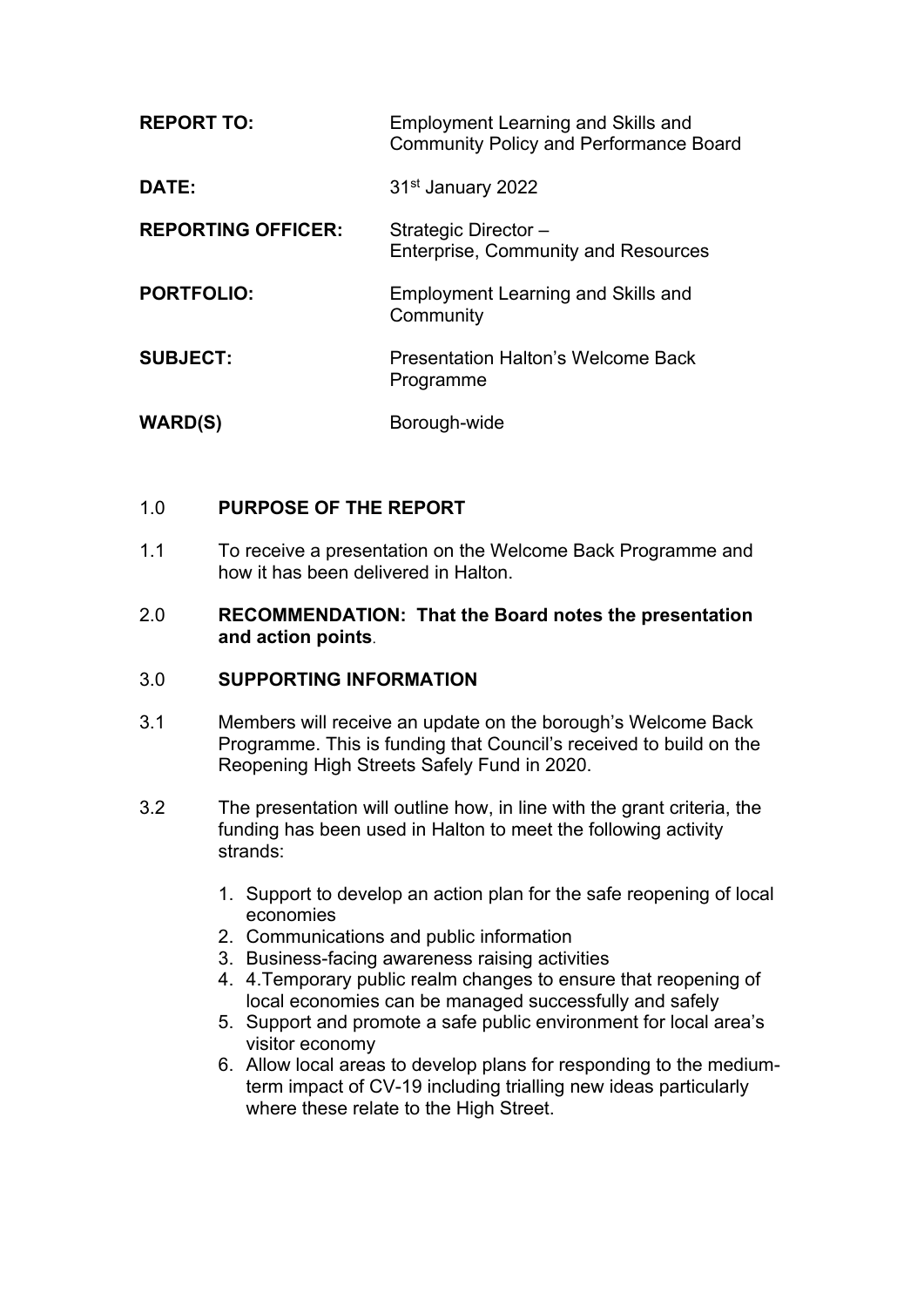| | |
|---|---|
| **REPORT TO:** | Employment Learning and Skills and Community Policy and Performance Board |
| **DATE:** | 31st January 2022 |
| **REPORTING OFFICER:** | Strategic Director – Enterprise, Community and Resources |
| **PORTFOLIO:** | Employment Learning and Skills and Community |
| **SUBJECT:** | Presentation Halton's Welcome Back Programme |
| **WARD(S)** | Borough-wide |

## 1.0 PURPOSE OF THE REPORT

1.1 To receive a presentation on the Welcome Back Programme and how it has been delivered in Halton.

## 2.0 RECOMMENDATION: That the Board notes the presentation and action points.

## 3.0 SUPPORTING INFORMATION

3.1 Members will receive an update on the borough's Welcome Back Programme. This is funding that Council's received to build on the Reopening High Streets Safely Fund in 2020.

3.2 The presentation will outline how, in line with the grant criteria, the funding has been used in Halton to meet the following activity strands:

1. Support to develop an action plan for the safe reopening of local economies
2. Communications and public information
3. Business-facing awareness raising activities
4. 4.Temporary public realm changes to ensure that reopening of local economies can be managed successfully and safely
5. Support and promote a safe public environment for local area's visitor economy
6. Allow local areas to develop plans for responding to the medium-term impact of CV-19 including trialling new ideas particularly where these relate to the High Street.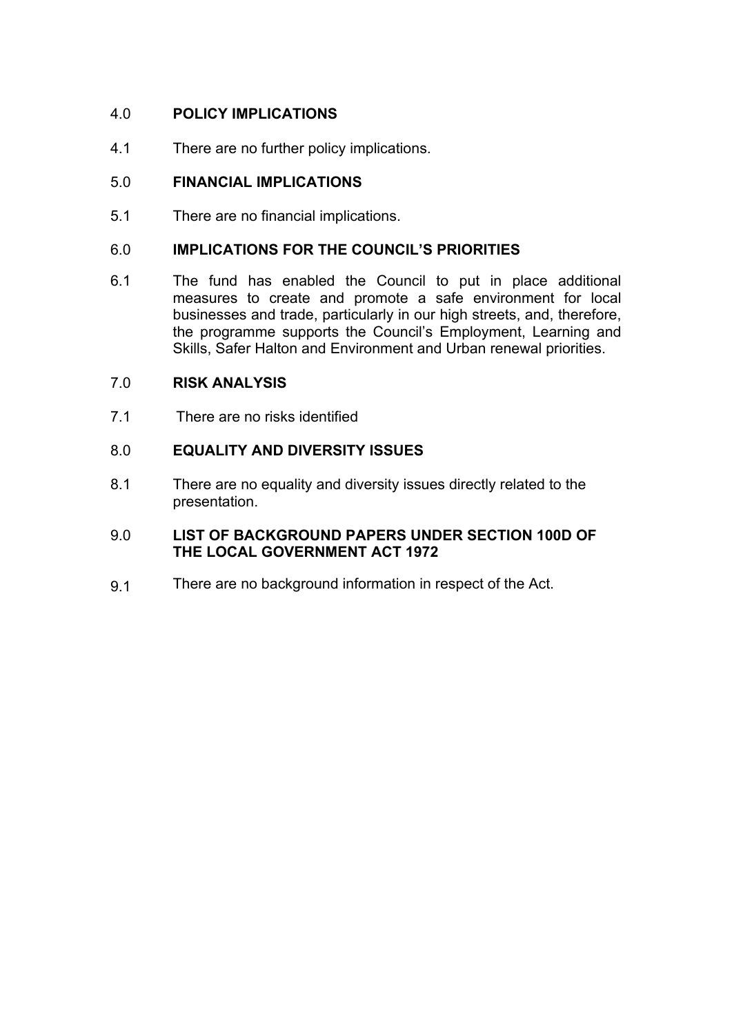## 4.0 POLICY IMPLICATIONS

4.1 There are no further policy implications.

## 5.0 FINANCIAL IMPLICATIONS

5.1 There are no financial implications.

## 6.0 IMPLICATIONS FOR THE COUNCIL'S PRIORITIES

6.1 The fund has enabled the Council to put in place additional measures to create and promote a safe environment for local businesses and trade, particularly in our high streets, and, therefore, the programme supports the Council's Employment, Learning and Skills, Safer Halton and Environment and Urban renewal priorities.

## 7.0 RISK ANALYSIS

7.1 There are no risks identified

## 8.0 EQUALITY AND DIVERSITY ISSUES

8.1 There are no equality and diversity issues directly related to the presentation.

## 9.0 LIST OF BACKGROUND PAPERS UNDER SECTION 100D OF THE LOCAL GOVERNMENT ACT 1972

9.1 There are no background information in respect of the Act.